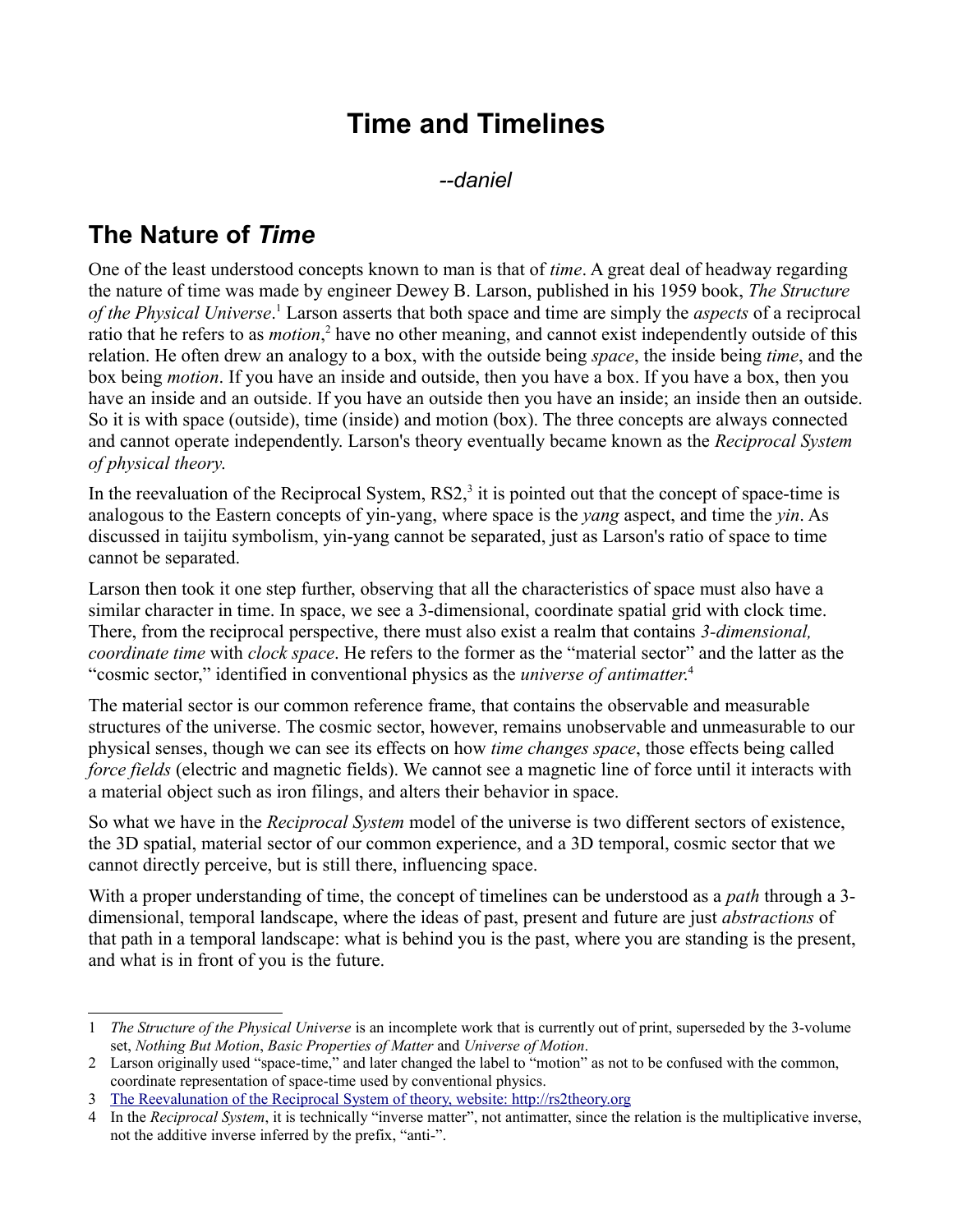# Time and Timelines

*--daniel*

## The Nature of *Time*

One of the least understood concepts known to man is that of *time*. A great deal of headway regarding the nature of time was made by engineer Dewey B. Larson, published in his 1959 book, *The Structure of the Physical Universe*.[1] Larson asserts that both space and time are simply the *aspects* of a reciprocal ratio that he refers to as *motion*,[2] have no other meaning, and cannot exist independently outside of this relation. He often drew an analogy to a box, with the outside being *space*, the inside being *time*, and the box being *motion*. If you have an inside and outside, then you have a box. If you have a box, then you have an inside and an outside. If you have an outside then you have an inside; an inside then an outside. So it is with space (outside), time (inside) and motion (box). The three concepts are always connected and cannot operate independently. Larson's theory eventually became known as the *Reciprocal System of physical theory*.

In the reevaluation of the Reciprocal System, RS2,[3] it is pointed out that the concept of space-time is analogous to the Eastern concepts of yin-yang, where space is the *yang* aspect, and time the *yin*. As discussed in taijitu symbolism, yin-yang cannot be separated, just as Larson's ratio of space to time cannot be separated.

Larson then took it one step further, observing that all the characteristics of space must also have a similar character in time. In space, we see a 3-dimensional, coordinate spatial grid with clock time. There, from the reciprocal perspective, there must also exist a realm that contains *3-dimensional, coordinate time* with *clock space*. He refers to the former as the "material sector" and the latter as the "cosmic sector," identified in conventional physics as the *universe of antimatter*.[4]

The material sector is our common reference frame, that contains the observable and measurable structures of the universe. The cosmic sector, however, remains unobservable and unmeasurable to our physical senses, though we can see its effects on how *time changes space*, those effects being called *force fields* (electric and magnetic fields). We cannot see a magnetic line of force until it interacts with a material object such as iron filings, and alters their behavior in space.

So what we have in the *Reciprocal System* model of the universe is two different sectors of existence, the 3D spatial, material sector of our common experience, and a 3D temporal, cosmic sector that we cannot directly perceive, but is still there, influencing space.

With a proper understanding of time, the concept of timelines can be understood as a *path* through a 3-dimensional, temporal landscape, where the ideas of past, present and future are just *abstractions* of that path in a temporal landscape: what is behind you is the past, where you are standing is the present, and what is in front of you is the future.

---

1 *The Structure of the Physical Universe* is an incomplete work that is currently out of print, superseded by the 3-volume set, *Nothing But Motion*, *Basic Properties of Matter* and *Universe of Motion*.

2 Larson originally used "space-time," and later changed the label to "motion" as not to be confused with the common, coordinate representation of space-time used by conventional physics.

3 [The Reevalunation of the Reciprocal System of theory, website: http://rs2theory.org](http://rs2theory.org)

4 In the *Reciprocal System*, it is technically "inverse matter", not antimatter, since the relation is the multiplicative inverse, not the additive inverse inferred by the prefix, "anti-".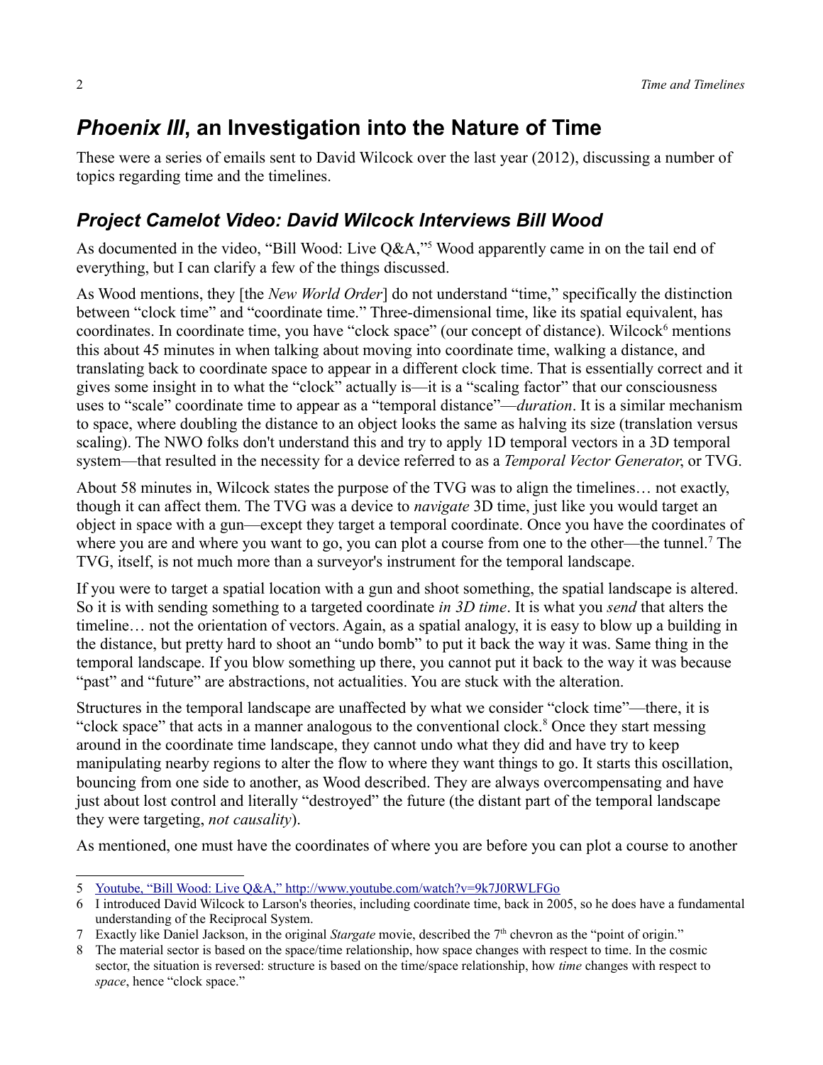## *Phoenix III*, an Investigation into the Nature of Time

These were a series of emails sent to David Wilcock over the last year (2012), discussing a number of topics regarding time and the timelines.

### *Project Camelot Video: David Wilcock Interviews Bill Wood*

As documented in the video, "Bill Wood: Live Q&A,"[5] Wood apparently came in on the tail end of everything, but I can clarify a few of the things discussed.

As Wood mentions, they [the *New World Order*] do not understand "time," specifically the distinction between "clock time" and "coordinate time." Three-dimensional time, like its spatial equivalent, has coordinates. In coordinate time, you have "clock space" (our concept of distance). Wilcock[6] mentions this about 45 minutes in when talking about moving into coordinate time, walking a distance, and translating back to coordinate space to appear in a different clock time. That is essentially correct and it gives some insight in to what the "clock" actually is—it is a "scaling factor" that our consciousness uses to "scale" coordinate time to appear as a "temporal distance"—*duration*. It is a similar mechanism to space, where doubling the distance to an object looks the same as halving its size (translation versus scaling). The NWO folks don't understand this and try to apply 1D temporal vectors in a 3D temporal system—that resulted in the necessity for a device referred to as a *Temporal Vector Generator*, or TVG.

About 58 minutes in, Wilcock states the purpose of the TVG was to align the timelines… not exactly, though it can affect them. The TVG was a device to *navigate* 3D time, just like you would target an object in space with a gun—except they target a temporal coordinate. Once you have the coordinates of where you are and where you want to go, you can plot a course from one to the other—the tunnel.[7] The TVG, itself, is not much more than a surveyor's instrument for the temporal landscape.

If you were to target a spatial location with a gun and shoot something, the spatial landscape is altered. So it is with sending something to a targeted coordinate *in 3D time*. It is what you *send* that alters the timeline… not the orientation of vectors. Again, as a spatial analogy, it is easy to blow up a building in the distance, but pretty hard to shoot an "undo bomb" to put it back the way it was. Same thing in the temporal landscape. If you blow something up there, you cannot put it back to the way it was because "past" and "future" are abstractions, not actualities. You are stuck with the alteration.

Structures in the temporal landscape are unaffected by what we consider "clock time"—there, it is "clock space" that acts in a manner analogous to the conventional clock.[8] Once they start messing around in the coordinate time landscape, they cannot undo what they did and have try to keep manipulating nearby regions to alter the flow to where they want things to go. It starts this oscillation, bouncing from one side to another, as Wood described. They are always overcompensating and have just about lost control and literally "destroyed" the future (the distant part of the temporal landscape they were targeting, *not causality*).

As mentioned, one must have the coordinates of where you are before you can plot a course to another

---

5 Youtube, "Bill Wood: Live Q&A," http://www.youtube.com/watch?v=9k7J0RWLFGo

6 I introduced David Wilcock to Larson's theories, including coordinate time, back in 2005, so he does have a fundamental understanding of the Reciprocal System.

7 Exactly like Daniel Jackson, in the original *Stargate* movie, described the 7th chevron as the "point of origin."

8 The material sector is based on the space/time relationship, how space changes with respect to time. In the cosmic sector, the situation is reversed: structure is based on the time/space relationship, how *time* changes with respect to *space*, hence "clock space."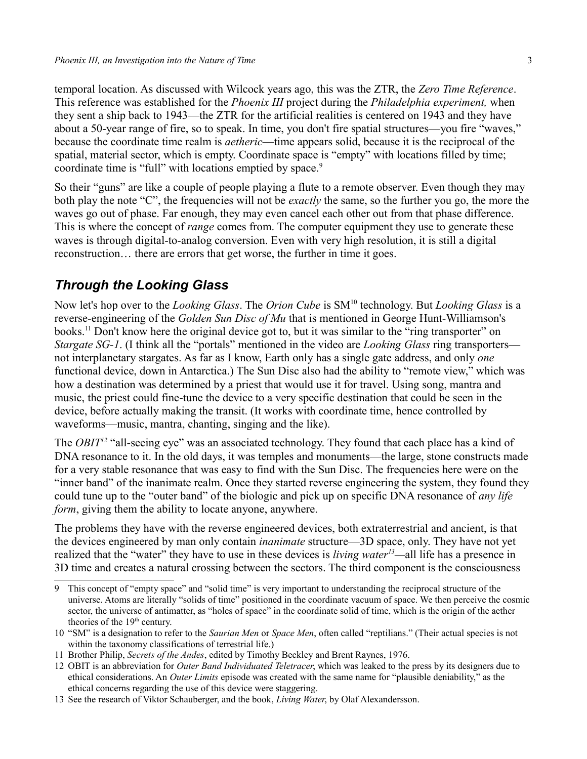temporal location. As discussed with Wilcock years ago, this was the ZTR, the *Zero Time Reference*. This reference was established for the *Phoenix III* project during the *Philadelphia experiment,* when they sent a ship back to 1943—the ZTR for the artificial realities is centered on 1943 and they have about a 50-year range of fire, so to speak. In time, you don't fire spatial structures—you fire "waves," because the coordinate time realm is *aetheric*—time appears solid, because it is the reciprocal of the spatial, material sector, which is empty. Coordinate space is "empty" with locations filled by time; coordinate time is "full" with locations emptied by space.[9]

So their "guns" are like a couple of people playing a flute to a remote observer. Even though they may both play the note "C", the frequencies will not be *exactly* the same, so the further you go, the more the waves go out of phase. Far enough, they may even cancel each other out from that phase difference. This is where the concept of *range* comes from. The computer equipment they use to generate these waves is through digital-to-analog conversion. Even with very high resolution, it is still a digital reconstruction… there are errors that get worse, the further in time it goes.

## *Through the Looking Glass*

Now let's hop over to the *Looking Glass*. The *Orion Cube* is SM[10] technology. But *Looking Glass* is a reverse-engineering of the *Golden Sun Disc of Mu* that is mentioned in George Hunt-Williamson's books.[11] Don't know here the original device got to, but it was similar to the "ring transporter" on *Stargate SG-1*. (I think all the "portals" mentioned in the video are *Looking Glass* ring transporters—not interplanetary stargates. As far as I know, Earth only has a single gate address, and only *one* functional device, down in Antarctica.) The Sun Disc also had the ability to "remote view," which was how a destination was determined by a priest that would use it for travel. Using song, mantra and music, the priest could fine-tune the device to a very specific destination that could be seen in the device, before actually making the transit. (It works with coordinate time, hence controlled by waveforms—music, mantra, chanting, singing and the like).

The *OBIT*[12] "all-seeing eye" was an associated technology. They found that each place has a kind of DNA resonance to it. In the old days, it was temples and monuments—the large, stone constructs made for a very stable resonance that was easy to find with the Sun Disc. The frequencies here were on the "inner band" of the inanimate realm. Once they started reverse engineering the system, they found they could tune up to the "outer band" of the biologic and pick up on specific DNA resonance of *any life form*, giving them the ability to locate anyone, anywhere.

The problems they have with the reverse engineered devices, both extraterrestrial and ancient, is that the devices engineered by man only contain *inanimate* structure—3D space, only. They have not yet realized that the "water" they have to use in these devices is *living water*[13]—all life has a presence in 3D time and creates a natural crossing between the sectors. The third component is the consciousness

---

9 This concept of "empty space" and "solid time" is very important to understanding the reciprocal structure of the universe. Atoms are literally "solids of time" positioned in the coordinate vacuum of space. We then perceive the cosmic sector, the universe of antimatter, as "holes of space" in the coordinate solid of time, which is the origin of the aether theories of the 19th century.

10 "SM" is a designation to refer to the *Saurian Men* or *Space Men*, often called "reptilians." (Their actual species is not within the taxonomy classifications of terrestrial life.)

11 Brother Philip, *Secrets of the Andes*, edited by Timothy Beckley and Brent Raynes, 1976.

12 OBIT is an abbreviation for *Outer Band Individuated Teletracer*, which was leaked to the press by its designers due to ethical considerations. An *Outer Limits* episode was created with the same name for "plausible deniability," as the ethical concerns regarding the use of this device were staggering.

13 See the research of Viktor Schauberger, and the book, *Living Water*, by Olaf Alexandersson.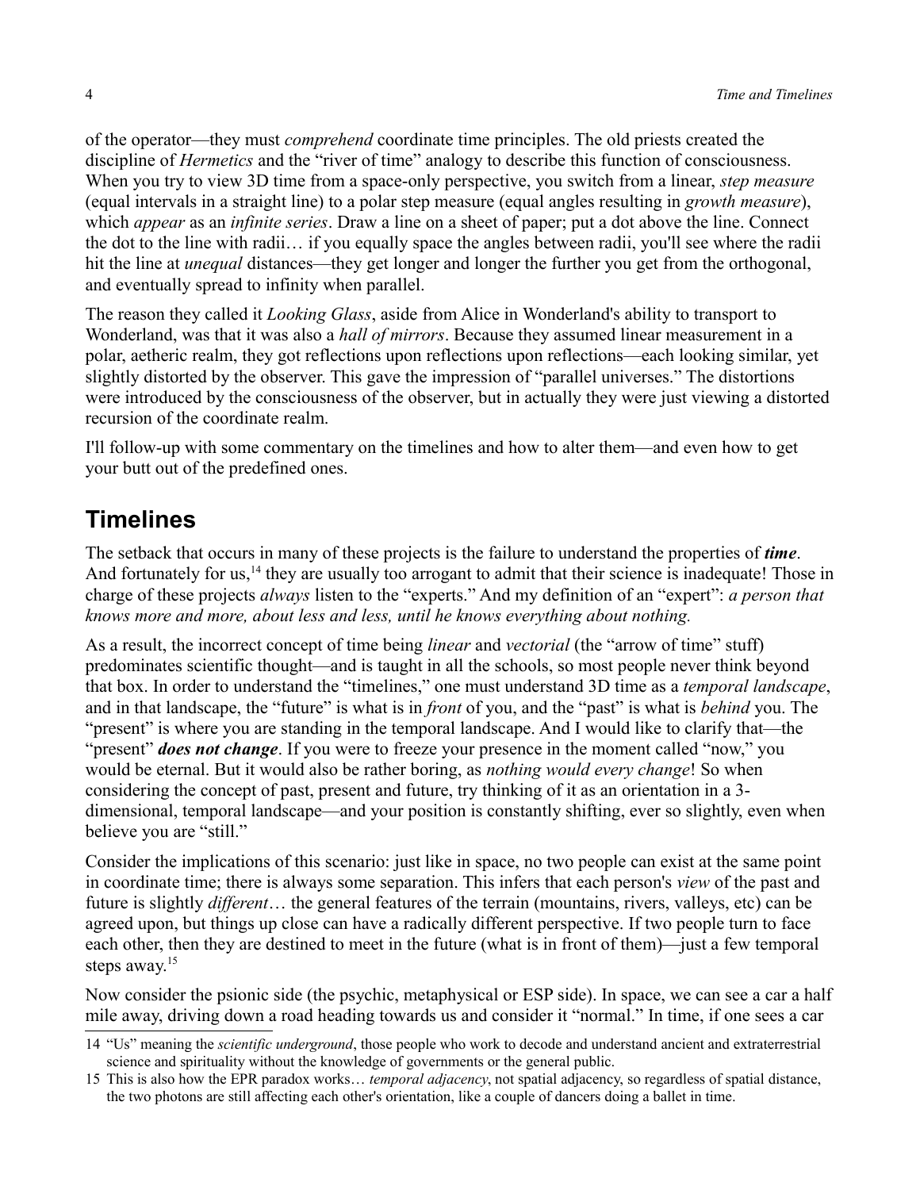of the operator—they must *comprehend* coordinate time principles. The old priests created the discipline of *Hermetics* and the "river of time" analogy to describe this function of consciousness. When you try to view 3D time from a space-only perspective, you switch from a linear, *step measure* (equal intervals in a straight line) to a polar step measure (equal angles resulting in *growth measure*), which *appear* as an *infinite series*. Draw a line on a sheet of paper; put a dot above the line. Connect the dot to the line with radii… if you equally space the angles between radii, you'll see where the radii hit the line at *unequal* distances—they get longer and longer the further you get from the orthogonal, and eventually spread to infinity when parallel.

The reason they called it *Looking Glass*, aside from Alice in Wonderland's ability to transport to Wonderland, was that it was also a *hall of mirrors*. Because they assumed linear measurement in a polar, aetheric realm, they got reflections upon reflections upon reflections—each looking similar, yet slightly distorted by the observer. This gave the impression of "parallel universes." The distortions were introduced by the consciousness of the observer, but in actually they were just viewing a distorted recursion of the coordinate realm.

I'll follow-up with some commentary on the timelines and how to alter them—and even how to get your butt out of the predefined ones.

## Timelines

The setback that occurs in many of these projects is the failure to understand the properties of ***time***. And fortunately for us,[14] they are usually too arrogant to admit that their science is inadequate! Those in charge of these projects *always* listen to the "experts." And my definition of an "expert": *a person that knows more and more, about less and less, until he knows everything about nothing.*

As a result, the incorrect concept of time being *linear* and *vectorial* (the "arrow of time" stuff) predominates scientific thought—and is taught in all the schools, so most people never think beyond that box. In order to understand the "timelines," one must understand 3D time as a *temporal landscape*, and in that landscape, the "future" is what is in *front* of you, and the "past" is what is *behind* you. The "present" is where you are standing in the temporal landscape. And I would like to clarify that—the "present" ***does not change***. If you were to freeze your presence in the moment called "now," you would be eternal. But it would also be rather boring, as *nothing would every change*! So when considering the concept of past, present and future, try thinking of it as an orientation in a 3-dimensional, temporal landscape—and your position is constantly shifting, ever so slightly, even when believe you are "still."

Consider the implications of this scenario: just like in space, no two people can exist at the same point in coordinate time; there is always some separation. This infers that each person's *view* of the past and future is slightly *different*… the general features of the terrain (mountains, rivers, valleys, etc) can be agreed upon, but things up close can have a radically different perspective. If two people turn to face each other, then they are destined to meet in the future (what is in front of them)—just a few temporal steps away.[15]

Now consider the psionic side (the psychic, metaphysical or ESP side). In space, we can see a car a half mile away, driving down a road heading towards us and consider it "normal." In time, if one sees a car

---

14 "Us" meaning the *scientific underground*, those people who work to decode and understand ancient and extraterrestrial science and spirituality without the knowledge of governments or the general public.

15 This is also how the EPR paradox works… *temporal adjacency*, not spatial adjacency, so regardless of spatial distance, the two photons are still affecting each other's orientation, like a couple of dancers doing a ballet in time.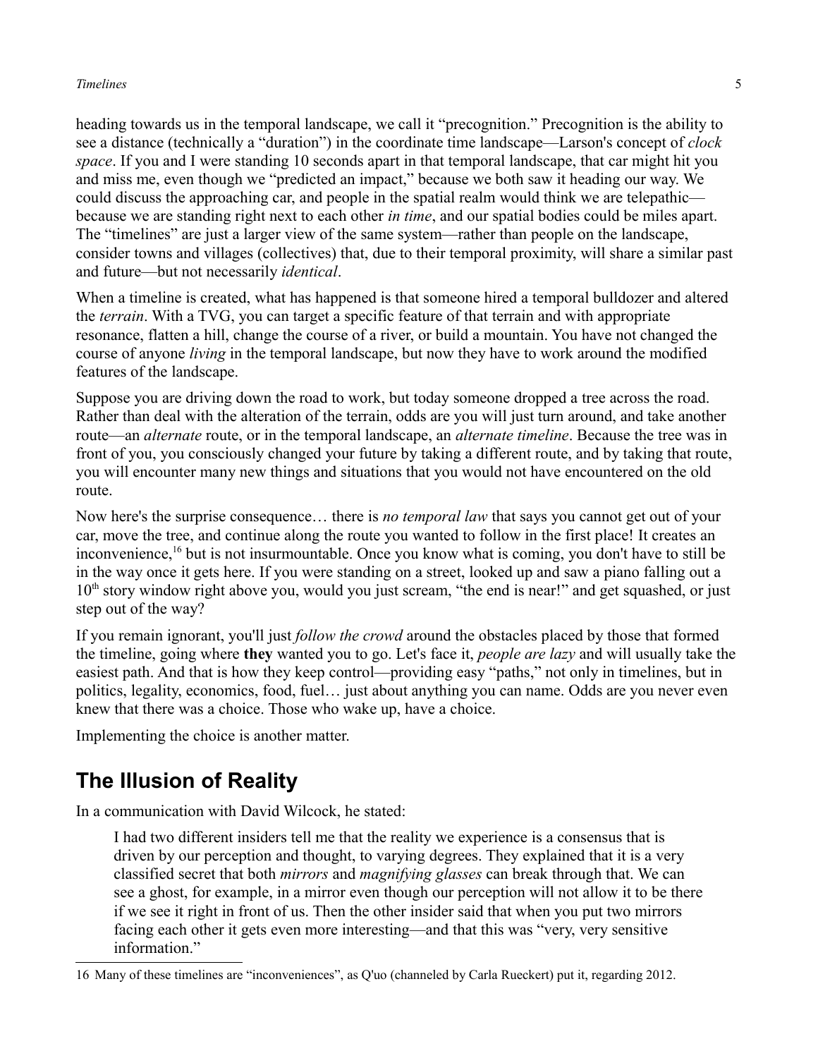heading towards us in the temporal landscape, we call it "precognition." Precognition is the ability to see a distance (technically a "duration") in the coordinate time landscape—Larson's concept of *clock space*. If you and I were standing 10 seconds apart in that temporal landscape, that car might hit you and miss me, even though we "predicted an impact," because we both saw it heading our way. We could discuss the approaching car, and people in the spatial realm would think we are telepathic—because we are standing right next to each other *in time*, and our spatial bodies could be miles apart. The "timelines" are just a larger view of the same system—rather than people on the landscape, consider towns and villages (collectives) that, due to their temporal proximity, will share a similar past and future—but not necessarily *identical*.

When a timeline is created, what has happened is that someone hired a temporal bulldozer and altered the *terrain*. With a TVG, you can target a specific feature of that terrain and with appropriate resonance, flatten a hill, change the course of a river, or build a mountain. You have not changed the course of anyone *living* in the temporal landscape, but now they have to work around the modified features of the landscape.

Suppose you are driving down the road to work, but today someone dropped a tree across the road. Rather than deal with the alteration of the terrain, odds are you will just turn around, and take another route—an *alternate* route, or in the temporal landscape, an *alternate timeline*. Because the tree was in front of you, you consciously changed your future by taking a different route, and by taking that route, you will encounter many new things and situations that you would not have encountered on the old route.

Now here's the surprise consequence… there is *no temporal law* that says you cannot get out of your car, move the tree, and continue along the route you wanted to follow in the first place! It creates an inconvenience,[16] but is not insurmountable. Once you know what is coming, you don't have to still be in the way once it gets here. If you were standing on a street, looked up and saw a piano falling out a 10th story window right above you, would you just scream, "the end is near!" and get squashed, or just step out of the way?

If you remain ignorant, you'll just *follow the crowd* around the obstacles placed by those that formed the timeline, going where **they** wanted you to go. Let's face it, *people are lazy* and will usually take the easiest path. And that is how they keep control—providing easy "paths," not only in timelines, but in politics, legality, economics, food, fuel… just about anything you can name. Odds are you never even knew that there was a choice. Those who wake up, have a choice.

Implementing the choice is another matter.

## The Illusion of Reality

In a communication with David Wilcock, he stated:

> I had two different insiders tell me that the reality we experience is a consensus that is driven by our perception and thought, to varying degrees. They explained that it is a very classified secret that both *mirrors* and *magnifying glasses* can break through that. We can see a ghost, for example, in a mirror even though our perception will not allow it to be there if we see it right in front of us. Then the other insider said that when you put two mirrors facing each other it gets even more interesting—and that this was "very, very sensitive information."

---

16 Many of these timelines are "inconveniences", as Q'uo (channeled by Carla Rueckert) put it, regarding 2012.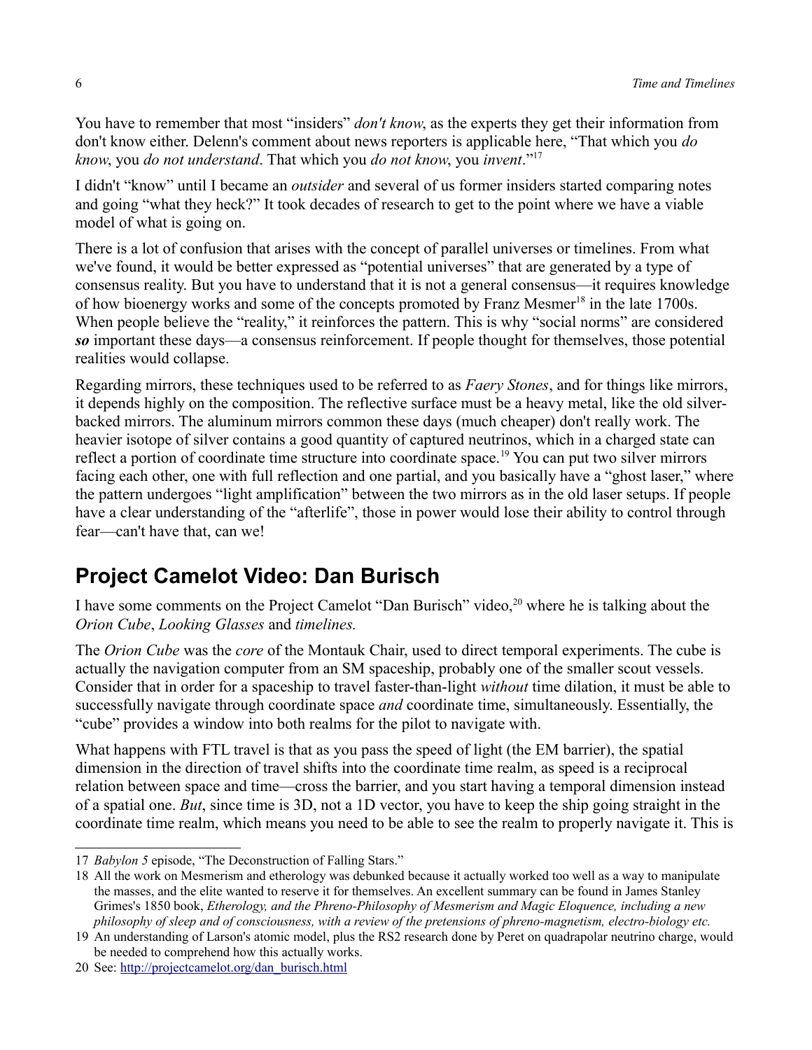You have to remember that most “insiders” *don't know*, as the experts they get their information from don't know either. Delenn's comment about news reporters is applicable here, “That which you *do know*, you *do not understand*. That which you *do not know*, you *invent*.”[17]

I didn't “know” until I became an *outsider* and several of us former insiders started comparing notes and going “what they heck?” It took decades of research to get to the point where we have a viable model of what is going on.

There is a lot of confusion that arises with the concept of parallel universes or timelines. From what we've found, it would be better expressed as “potential universes” that are generated by a type of consensus reality. But you have to understand that it is not a general consensus—it requires knowledge of how bioenergy works and some of the concepts promoted by Franz Mesmer[18] in the late 1700s. When people believe the “reality,” it reinforces the pattern. This is why “social norms” are considered ***so*** important these days—a consensus reinforcement. If people thought for themselves, those potential realities would collapse.

Regarding mirrors, these techniques used to be referred to as *Faery Stones*, and for things like mirrors, it depends highly on the composition. The reflective surface must be a heavy metal, like the old silver-backed mirrors. The aluminum mirrors common these days (much cheaper) don't really work. The heavier isotope of silver contains a good quantity of captured neutrinos, which in a charged state can reflect a portion of coordinate time structure into coordinate space.[19] You can put two silver mirrors facing each other, one with full reflection and one partial, and you basically have a “ghost laser,” where the pattern undergoes “light amplification” between the two mirrors as in the old laser setups. If people have a clear understanding of the “afterlife”, those in power would lose their ability to control through fear—can't have that, can we!

## Project Camelot Video: Dan Burisch

I have some comments on the Project Camelot “Dan Burisch” video,[20] where he is talking about the *Orion Cube*, *Looking Glasses* and *timelines.*

The *Orion Cube* was the *core* of the Montauk Chair, used to direct temporal experiments. The cube is actually the navigation computer from an SM spaceship, probably one of the smaller scout vessels. Consider that in order for a spaceship to travel faster-than-light *without* time dilation, it must be able to successfully navigate through coordinate space *and* coordinate time, simultaneously. Essentially, the “cube” provides a window into both realms for the pilot to navigate with.

What happens with FTL travel is that as you pass the speed of light (the EM barrier), the spatial dimension in the direction of travel shifts into the coordinate time realm, as speed is a reciprocal relation between space and time—cross the barrier, and you start having a temporal dimension instead of a spatial one. *But*, since time is 3D, not a 1D vector, you have to keep the ship going straight in the coordinate time realm, which means you need to be able to see the realm to properly navigate it. This is

---

17 *Babylon 5* episode, “The Deconstruction of Falling Stars.”

18 All the work on Mesmerism and etherology was debunked because it actually worked too well as a way to manipulate the masses, and the elite wanted to reserve it for themselves. An excellent summary can be found in James Stanley Grimes's 1850 book, *Etherology, and the Phreno-Philosophy of Mesmerism and Magic Eloquence, including a new philosophy of sleep and of consciousness, with a review of the pretensions of phreno-magnetism, electro-biology etc.*

19 An understanding of Larson's atomic model, plus the RS2 research done by Peret on quadrapolar neutrino charge, would be needed to comprehend how this actually works.

20 See: http://projectcamelot.org/dan_burisch.html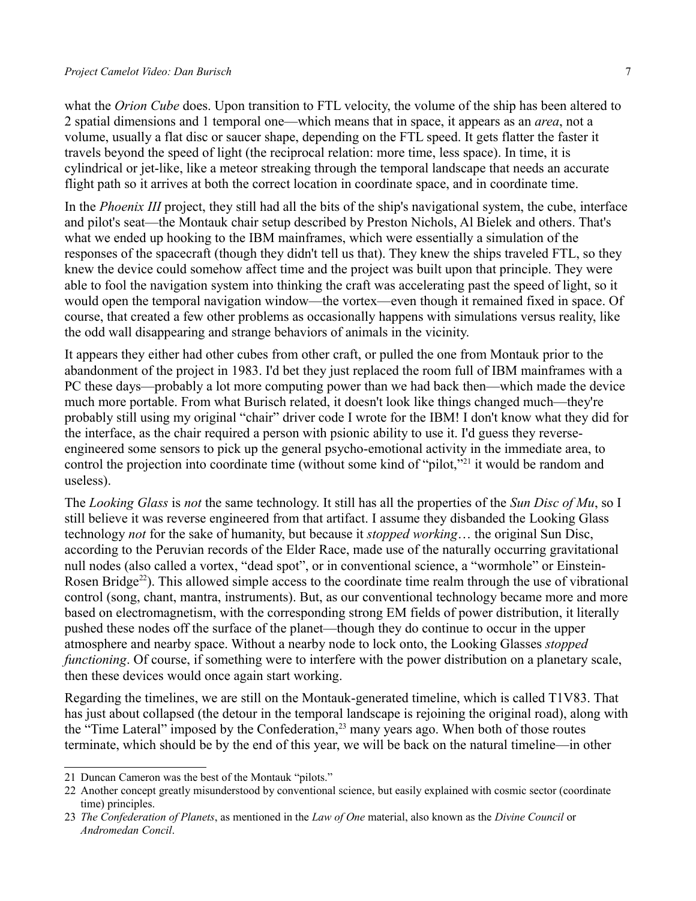what the *Orion Cube* does. Upon transition to FTL velocity, the volume of the ship has been altered to 2 spatial dimensions and 1 temporal one—which means that in space, it appears as an *area*, not a volume, usually a flat disc or saucer shape, depending on the FTL speed. It gets flatter the faster it travels beyond the speed of light (the reciprocal relation: more time, less space). In time, it is cylindrical or jet-like, like a meteor streaking through the temporal landscape that needs an accurate flight path so it arrives at both the correct location in coordinate space, and in coordinate time.

In the *Phoenix III* project, they still had all the bits of the ship's navigational system, the cube, interface and pilot's seat—the Montauk chair setup described by Preston Nichols, Al Bielek and others. That's what we ended up hooking to the IBM mainframes, which were essentially a simulation of the responses of the spacecraft (though they didn't tell us that). They knew the ships traveled FTL, so they knew the device could somehow affect time and the project was built upon that principle. They were able to fool the navigation system into thinking the craft was accelerating past the speed of light, so it would open the temporal navigation window—the vortex—even though it remained fixed in space. Of course, that created a few other problems as occasionally happens with simulations versus reality, like the odd wall disappearing and strange behaviors of animals in the vicinity.

It appears they either had other cubes from other craft, or pulled the one from Montauk prior to the abandonment of the project in 1983. I'd bet they just replaced the room full of IBM mainframes with a PC these days—probably a lot more computing power than we had back then—which made the device much more portable. From what Burisch related, it doesn't look like things changed much—they're probably still using my original "chair" driver code I wrote for the IBM! I don't know what they did for the interface, as the chair required a person with psionic ability to use it. I'd guess they reverse-engineered some sensors to pick up the general psycho-emotional activity in the immediate area, to control the projection into coordinate time (without some kind of "pilot,"[21] it would be random and useless).

The *Looking Glass* is *not* the same technology. It still has all the properties of the *Sun Disc of Mu*, so I still believe it was reverse engineered from that artifact. I assume they disbanded the Looking Glass technology *not* for the sake of humanity, but because it *stopped working*… the original Sun Disc, according to the Peruvian records of the Elder Race, made use of the naturally occurring gravitational null nodes (also called a vortex, "dead spot", or in conventional science, a "wormhole" or Einstein-Rosen Bridge[22]). This allowed simple access to the coordinate time realm through the use of vibrational control (song, chant, mantra, instruments). But, as our conventional technology became more and more based on electromagnetism, with the corresponding strong EM fields of power distribution, it literally pushed these nodes off the surface of the planet—though they do continue to occur in the upper atmosphere and nearby space. Without a nearby node to lock onto, the Looking Glasses *stopped functioning*. Of course, if something were to interfere with the power distribution on a planetary scale, then these devices would once again start working.

Regarding the timelines, we are still on the Montauk-generated timeline, which is called T1V83. That has just about collapsed (the detour in the temporal landscape is rejoining the original road), along with the "Time Lateral" imposed by the Confederation,[23] many years ago. When both of those routes terminate, which should be by the end of this year, we will be back on the natural timeline—in other

---

21 Duncan Cameron was the best of the Montauk "pilots."

22 Another concept greatly misunderstood by conventional science, but easily explained with cosmic sector (coordinate time) principles.

23 *The Confederation of Planets*, as mentioned in the *Law of One* material, also known as the *Divine Council* or *Andromedan Concil*.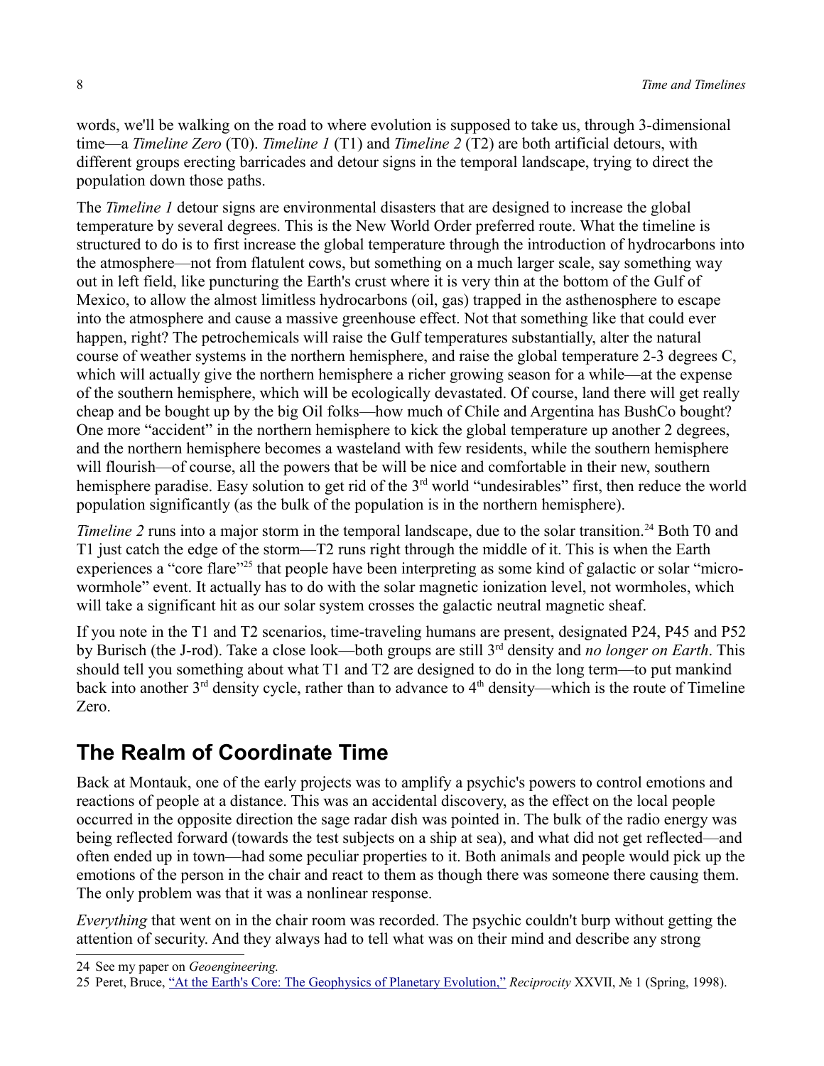words, we'll be walking on the road to where evolution is supposed to take us, through 3-dimensional time—a *Timeline Zero* (T0). *Timeline 1* (T1) and *Timeline 2* (T2) are both artificial detours, with different groups erecting barricades and detour signs in the temporal landscape, trying to direct the population down those paths.

The *Timeline 1* detour signs are environmental disasters that are designed to increase the global temperature by several degrees. This is the New World Order preferred route. What the timeline is structured to do is to first increase the global temperature through the introduction of hydrocarbons into the atmosphere—not from flatulent cows, but something on a much larger scale, say something way out in left field, like puncturing the Earth's crust where it is very thin at the bottom of the Gulf of Mexico, to allow the almost limitless hydrocarbons (oil, gas) trapped in the asthenosphere to escape into the atmosphere and cause a massive greenhouse effect. Not that something like that could ever happen, right? The petrochemicals will raise the Gulf temperatures substantially, alter the natural course of weather systems in the northern hemisphere, and raise the global temperature 2-3 degrees C, which will actually give the northern hemisphere a richer growing season for a while—at the expense of the southern hemisphere, which will be ecologically devastated. Of course, land there will get really cheap and be bought up by the big Oil folks—how much of Chile and Argentina has BushCo bought? One more "accident" in the northern hemisphere to kick the global temperature up another 2 degrees, and the northern hemisphere becomes a wasteland with few residents, while the southern hemisphere will flourish—of course, all the powers that be will be nice and comfortable in their new, southern hemisphere paradise. Easy solution to get rid of the 3rd world "undesirables" first, then reduce the world population significantly (as the bulk of the population is in the northern hemisphere).

*Timeline 2* runs into a major storm in the temporal landscape, due to the solar transition.[24] Both T0 and T1 just catch the edge of the storm—T2 runs right through the middle of it. This is when the Earth experiences a "core flare"[25] that people have been interpreting as some kind of galactic or solar "micro-wormhole" event. It actually has to do with the solar magnetic ionization level, not wormholes, which will take a significant hit as our solar system crosses the galactic neutral magnetic sheaf.

If you note in the T1 and T2 scenarios, time-traveling humans are present, designated P24, P45 and P52 by Burisch (the J-rod). Take a close look—both groups are still 3rd density and *no longer on Earth*. This should tell you something about what T1 and T2 are designed to do in the long term—to put mankind back into another 3rd density cycle, rather than to advance to 4th density—which is the route of Timeline Zero.

## The Realm of Coordinate Time

Back at Montauk, one of the early projects was to amplify a psychic's powers to control emotions and reactions of people at a distance. This was an accidental discovery, as the effect on the local people occurred in the opposite direction the sage radar dish was pointed in. The bulk of the radio energy was being reflected forward (towards the test subjects on a ship at sea), and what did not get reflected—and often ended up in town—had some peculiar properties to it. Both animals and people would pick up the emotions of the person in the chair and react to them as though there was someone there causing them. The only problem was that it was a nonlinear response.

*Everything* that went on in the chair room was recorded. The psychic couldn't burp without getting the attention of security. And they always had to tell what was on their mind and describe any strong

24 See my paper on *Geoengineering.*

25 Peret, Bruce, "At the Earth's Core: The Geophysics of Planetary Evolution," *Reciprocity* XXVII, № 1 (Spring, 1998).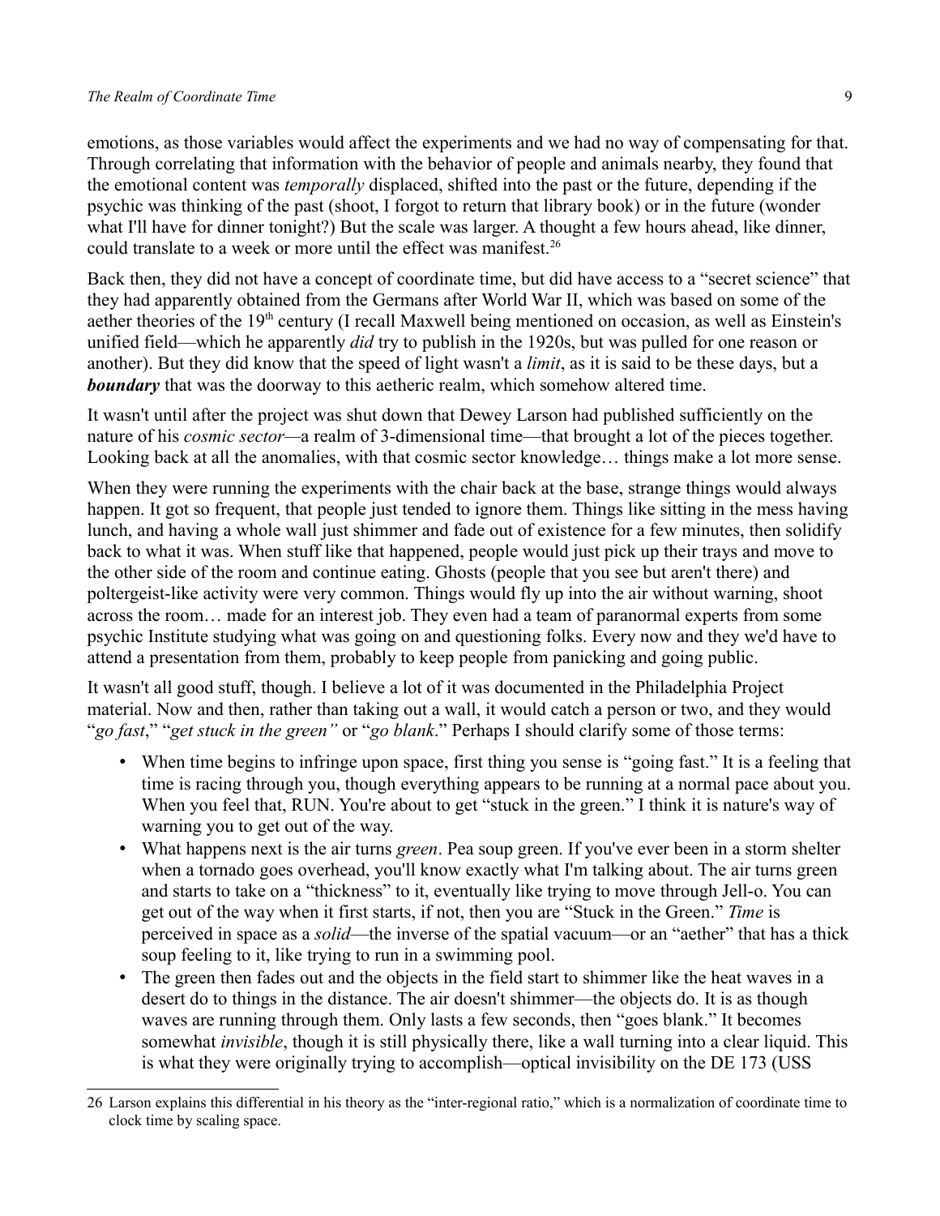emotions, as those variables would affect the experiments and we had no way of compensating for that. Through correlating that information with the behavior of people and animals nearby, they found that the emotional content was *temporally* displaced, shifted into the past or the future, depending if the psychic was thinking of the past (shoot, I forgot to return that library book) or in the future (wonder what I'll have for dinner tonight?) But the scale was larger. A thought a few hours ahead, like dinner, could translate to a week or more until the effect was manifest.[26]

Back then, they did not have a concept of coordinate time, but did have access to a "secret science" that they had apparently obtained from the Germans after World War II, which was based on some of the aether theories of the 19th century (I recall Maxwell being mentioned on occasion, as well as Einstein's unified field—which he apparently *did* try to publish in the 1920s, but was pulled for one reason or another). But they did know that the speed of light wasn't a *limit*, as it is said to be these days, but a ***boundary*** that was the doorway to this aetheric realm, which somehow altered time.

It wasn't until after the project was shut down that Dewey Larson had published sufficiently on the nature of his *cosmic sector*—a realm of 3-dimensional time—that brought a lot of the pieces together. Looking back at all the anomalies, with that cosmic sector knowledge… things make a lot more sense.

When they were running the experiments with the chair back at the base, strange things would always happen. It got so frequent, that people just tended to ignore them. Things like sitting in the mess having lunch, and having a whole wall just shimmer and fade out of existence for a few minutes, then solidify back to what it was. When stuff like that happened, people would just pick up their trays and move to the other side of the room and continue eating. Ghosts (people that you see but aren't there) and poltergeist-like activity were very common. Things would fly up into the air without warning, shoot across the room… made for an interest job. They even had a team of paranormal experts from some psychic Institute studying what was going on and questioning folks. Every now and they we'd have to attend a presentation from them, probably to keep people from panicking and going public.

It wasn't all good stuff, though. I believe a lot of it was documented in the Philadelphia Project material. Now and then, rather than taking out a wall, it would catch a person or two, and they would "*go fast*," "*get stuck in the green"* or "*go blank*." Perhaps I should clarify some of those terms:

- When time begins to infringe upon space, first thing you sense is "going fast." It is a feeling that time is racing through you, though everything appears to be running at a normal pace about you. When you feel that, RUN. You're about to get "stuck in the green." I think it is nature's way of warning you to get out of the way.
- What happens next is the air turns *green*. Pea soup green. If you've ever been in a storm shelter when a tornado goes overhead, you'll know exactly what I'm talking about. The air turns green and starts to take on a "thickness" to it, eventually like trying to move through Jell-o. You can get out of the way when it first starts, if not, then you are "Stuck in the Green." *Time* is perceived in space as a *solid*—the inverse of the spatial vacuum—or an "aether" that has a thick soup feeling to it, like trying to run in a swimming pool.
- The green then fades out and the objects in the field start to shimmer like the heat waves in a desert do to things in the distance. The air doesn't shimmer—the objects do. It is as though waves are running through them. Only lasts a few seconds, then "goes blank." It becomes somewhat *invisible*, though it is still physically there, like a wall turning into a clear liquid. This is what they were originally trying to accomplish—optical invisibility on the DE 173 (USS

---

26 Larson explains this differential in his theory as the "inter-regional ratio," which is a normalization of coordinate time to clock time by scaling space.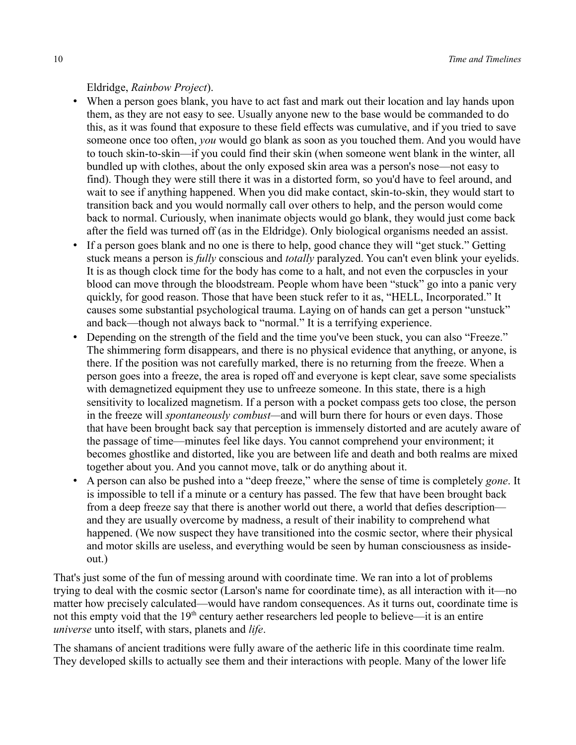Eldridge, *Rainbow Project*).

- When a person goes blank, you have to act fast and mark out their location and lay hands upon them, as they are not easy to see. Usually anyone new to the base would be commanded to do this, as it was found that exposure to these field effects was cumulative, and if you tried to save someone once too often, *you* would go blank as soon as you touched them. And you would have to touch skin-to-skin—if you could find their skin (when someone went blank in the winter, all bundled up with clothes, about the only exposed skin area was a person's nose—not easy to find). Though they were still there it was in a distorted form, so you'd have to feel around, and wait to see if anything happened. When you did make contact, skin-to-skin, they would start to transition back and you would normally call over others to help, and the person would come back to normal. Curiously, when inanimate objects would go blank, they would just come back after the field was turned off (as in the Eldridge). Only biological organisms needed an assist.
- If a person goes blank and no one is there to help, good chance they will "get stuck." Getting stuck means a person is *fully* conscious and *totally* paralyzed. You can't even blink your eyelids. It is as though clock time for the body has come to a halt, and not even the corpuscles in your blood can move through the bloodstream. People whom have been "stuck" go into a panic very quickly, for good reason. Those that have been stuck refer to it as, "HELL, Incorporated." It causes some substantial psychological trauma. Laying on of hands can get a person "unstuck" and back—though not always back to "normal." It is a terrifying experience.
- Depending on the strength of the field and the time you've been stuck, you can also "Freeze." The shimmering form disappears, and there is no physical evidence that anything, or anyone, is there. If the position was not carefully marked, there is no returning from the freeze. When a person goes into a freeze, the area is roped off and everyone is kept clear, save some specialists with demagnetized equipment they use to unfreeze someone. In this state, there is a high sensitivity to localized magnetism. If a person with a pocket compass gets too close, the person in the freeze will *spontaneously combust*—and will burn there for hours or even days. Those that have been brought back say that perception is immensely distorted and are acutely aware of the passage of time—minutes feel like days. You cannot comprehend your environment; it becomes ghostlike and distorted, like you are between life and death and both realms are mixed together about you. And you cannot move, talk or do anything about it.
- A person can also be pushed into a "deep freeze," where the sense of time is completely *gone*. It is impossible to tell if a minute or a century has passed. The few that have been brought back from a deep freeze say that there is another world out there, a world that defies description—and they are usually overcome by madness, a result of their inability to comprehend what happened. (We now suspect they have transitioned into the cosmic sector, where their physical and motor skills are useless, and everything would be seen by human consciousness as inside-out.)

That's just some of the fun of messing around with coordinate time. We ran into a lot of problems trying to deal with the cosmic sector (Larson's name for coordinate time), as all interaction with it—no matter how precisely calculated—would have random consequences. As it turns out, coordinate time is not this empty void that the 19th century aether researchers led people to believe—it is an entire *universe* unto itself, with stars, planets and *life*.

The shamans of ancient traditions were fully aware of the aetheric life in this coordinate time realm. They developed skills to actually see them and their interactions with people. Many of the lower life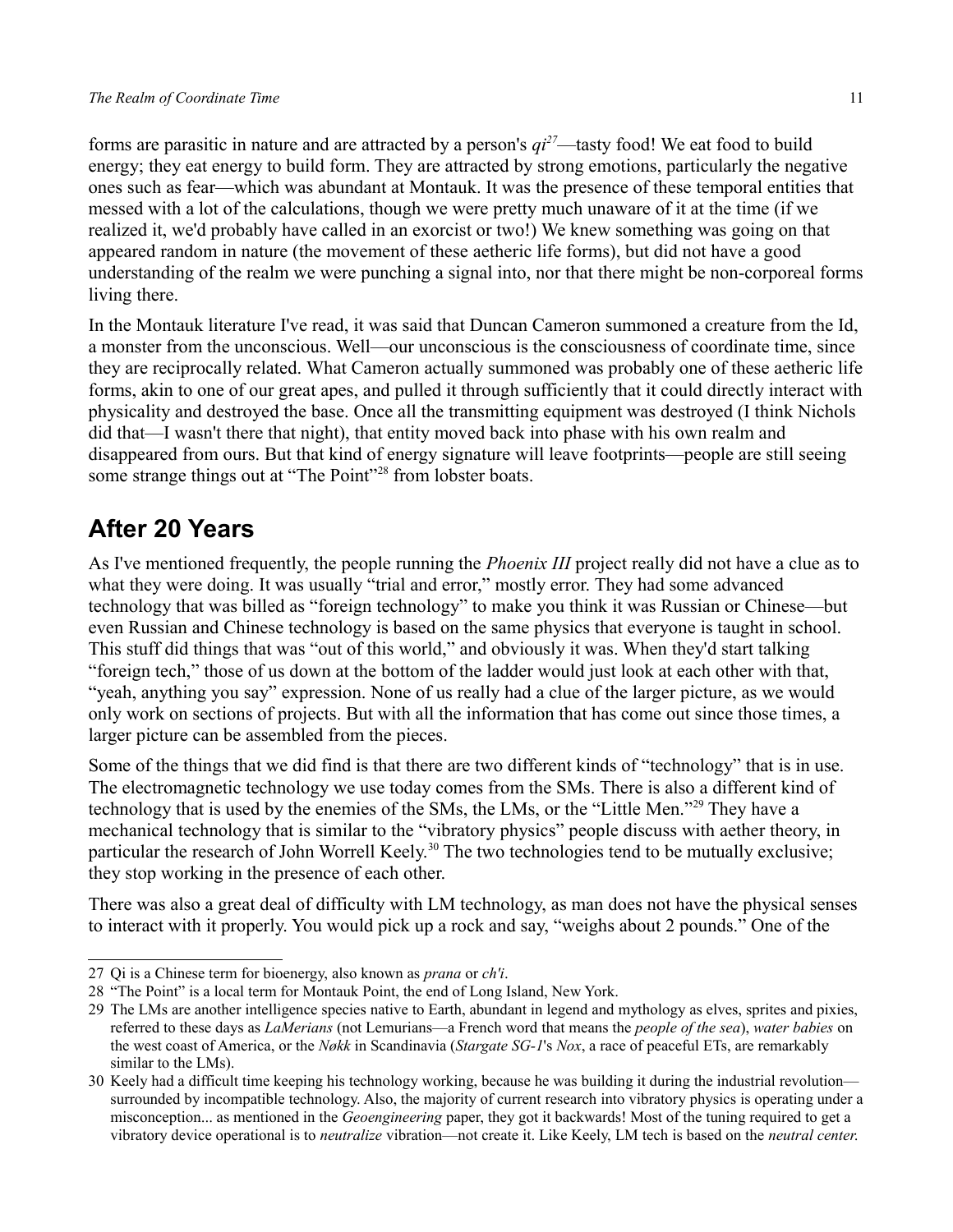forms are parasitic in nature and are attracted by a person's *qi*[27]—tasty food! We eat food to build energy; they eat energy to build form. They are attracted by strong emotions, particularly the negative ones such as fear—which was abundant at Montauk. It was the presence of these temporal entities that messed with a lot of the calculations, though we were pretty much unaware of it at the time (if we realized it, we'd probably have called in an exorcist or two!) We knew something was going on that appeared random in nature (the movement of these aetheric life forms), but did not have a good understanding of the realm we were punching a signal into, nor that there might be non-corporeal forms living there.

In the Montauk literature I've read, it was said that Duncan Cameron summoned a creature from the Id, a monster from the unconscious. Well—our unconscious is the consciousness of coordinate time, since they are reciprocally related. What Cameron actually summoned was probably one of these aetheric life forms, akin to one of our great apes, and pulled it through sufficiently that it could directly interact with physicality and destroyed the base. Once all the transmitting equipment was destroyed (I think Nichols did that—I wasn't there that night), that entity moved back into phase with his own realm and disappeared from ours. But that kind of energy signature will leave footprints—people are still seeing some strange things out at "The Point"[28] from lobster boats.

## After 20 Years

As I've mentioned frequently, the people running the *Phoenix III* project really did not have a clue as to what they were doing. It was usually "trial and error," mostly error. They had some advanced technology that was billed as "foreign technology" to make you think it was Russian or Chinese—but even Russian and Chinese technology is based on the same physics that everyone is taught in school. This stuff did things that was "out of this world," and obviously it was. When they'd start talking "foreign tech," those of us down at the bottom of the ladder would just look at each other with that, "yeah, anything you say" expression. None of us really had a clue of the larger picture, as we would only work on sections of projects. But with all the information that has come out since those times, a larger picture can be assembled from the pieces.

Some of the things that we did find is that there are two different kinds of "technology" that is in use. The electromagnetic technology we use today comes from the SMs. There is also a different kind of technology that is used by the enemies of the SMs, the LMs, or the "Little Men."[29] They have a mechanical technology that is similar to the "vibratory physics" people discuss with aether theory, in particular the research of John Worrell Keely.[30] The two technologies tend to be mutually exclusive; they stop working in the presence of each other.

There was also a great deal of difficulty with LM technology, as man does not have the physical senses to interact with it properly. You would pick up a rock and say, "weighs about 2 pounds." One of the

---

27 Qi is a Chinese term for bioenergy, also known as *prana* or *ch'i*.

28 "The Point" is a local term for Montauk Point, the end of Long Island, New York.

29 The LMs are another intelligence species native to Earth, abundant in legend and mythology as elves, sprites and pixies, referred to these days as *LaMerians* (not Lemurians—a French word that means the *people of the sea*), *water babies* on the west coast of America, or the *Nøkk* in Scandinavia (*Stargate SG-1*'s *Nox*, a race of peaceful ETs, are remarkably similar to the LMs).

30 Keely had a difficult time keeping his technology working, because he was building it during the industrial revolution—surrounded by incompatible technology. Also, the majority of current research into vibratory physics is operating under a misconception... as mentioned in the *Geoengineering* paper, they got it backwards! Most of the tuning required to get a vibratory device operational is to *neutralize* vibration—not create it. Like Keely, LM tech is based on the *neutral center.*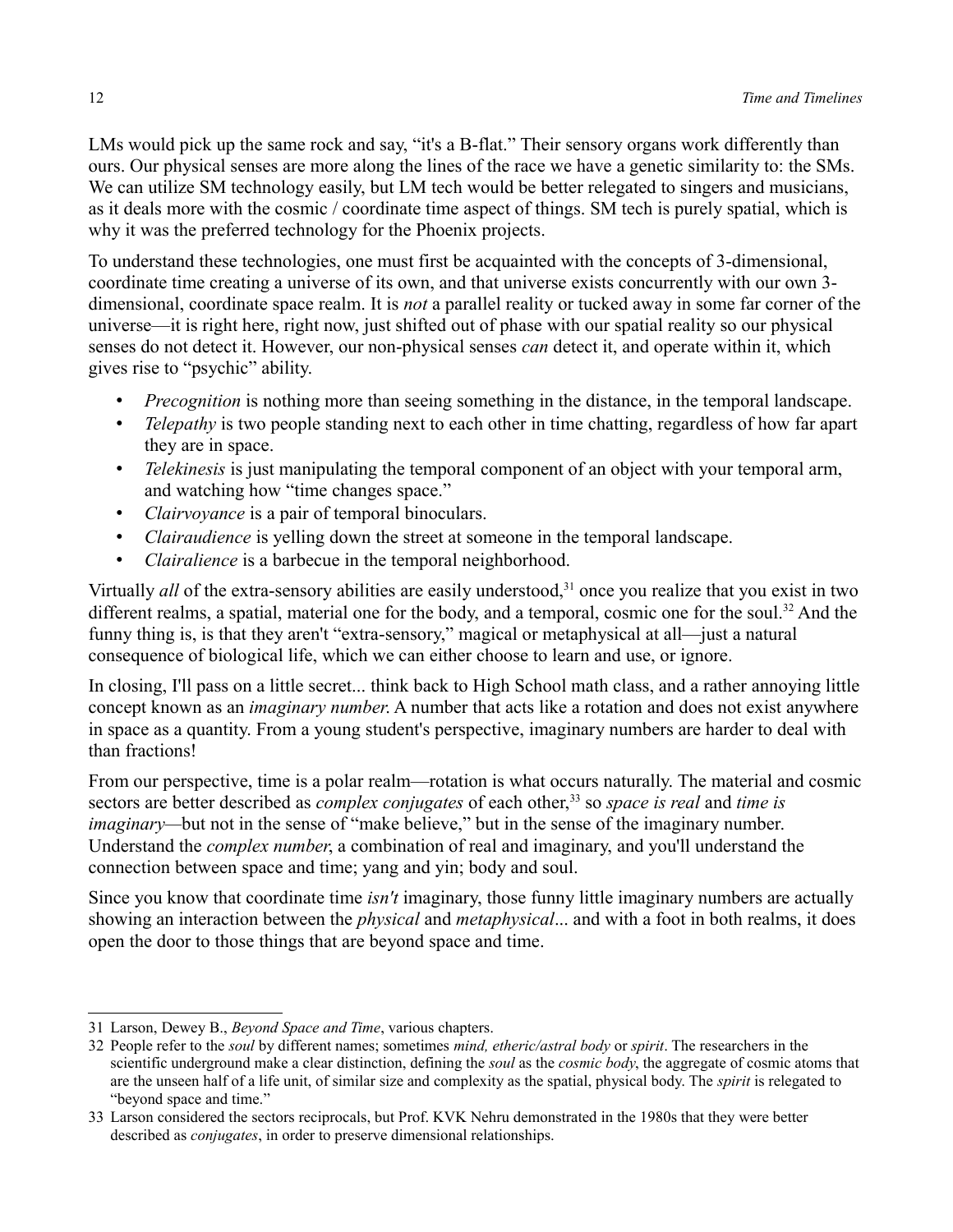LMs would pick up the same rock and say, "it's a B-flat." Their sensory organs work differently than ours. Our physical senses are more along the lines of the race we have a genetic similarity to: the SMs. We can utilize SM technology easily, but LM tech would be better relegated to singers and musicians, as it deals more with the cosmic / coordinate time aspect of things. SM tech is purely spatial, which is why it was the preferred technology for the Phoenix projects.

To understand these technologies, one must first be acquainted with the concepts of 3-dimensional, coordinate time creating a universe of its own, and that universe exists concurrently with our own 3-dimensional, coordinate space realm. It is *not* a parallel reality or tucked away in some far corner of the universe—it is right here, right now, just shifted out of phase with our spatial reality so our physical senses do not detect it. However, our non-physical senses *can* detect it, and operate within it, which gives rise to "psychic" ability.

- *Precognition* is nothing more than seeing something in the distance, in the temporal landscape.
- *Telepathy* is two people standing next to each other in time chatting, regardless of how far apart they are in space.
- *Telekinesis* is just manipulating the temporal component of an object with your temporal arm, and watching how "time changes space."
- *Clairvoyance* is a pair of temporal binoculars.
- *Clairaudience* is yelling down the street at someone in the temporal landscape.
- *Clairalience* is a barbecue in the temporal neighborhood.

Virtually *all* of the extra-sensory abilities are easily understood,[31] once you realize that you exist in two different realms, a spatial, material one for the body, and a temporal, cosmic one for the soul.[32] And the funny thing is, is that they aren't "extra-sensory," magical or metaphysical at all—just a natural consequence of biological life, which we can either choose to learn and use, or ignore.

In closing, I'll pass on a little secret... think back to High School math class, and a rather annoying little concept known as an *imaginary number*. A number that acts like a rotation and does not exist anywhere in space as a quantity. From a young student's perspective, imaginary numbers are harder to deal with than fractions!

From our perspective, time is a polar realm—rotation is what occurs naturally. The material and cosmic sectors are better described as *complex conjugates* of each other,[33] so *space is real* and *time is imaginary*—but not in the sense of "make believe," but in the sense of the imaginary number. Understand the *complex number*, a combination of real and imaginary, and you'll understand the connection between space and time; yang and yin; body and soul.

Since you know that coordinate time *isn't* imaginary, those funny little imaginary numbers are actually showing an interaction between the *physical* and *metaphysical*... and with a foot in both realms, it does open the door to those things that are beyond space and time.

---

31 Larson, Dewey B., *Beyond Space and Time*, various chapters.

32 People refer to the *soul* by different names; sometimes *mind, etheric/astral body* or *spirit*. The researchers in the scientific underground make a clear distinction, defining the *soul* as the *cosmic body*, the aggregate of cosmic atoms that are the unseen half of a life unit, of similar size and complexity as the spatial, physical body. The *spirit* is relegated to "beyond space and time."

33 Larson considered the sectors reciprocals, but Prof. KVK Nehru demonstrated in the 1980s that they were better described as *conjugates*, in order to preserve dimensional relationships.